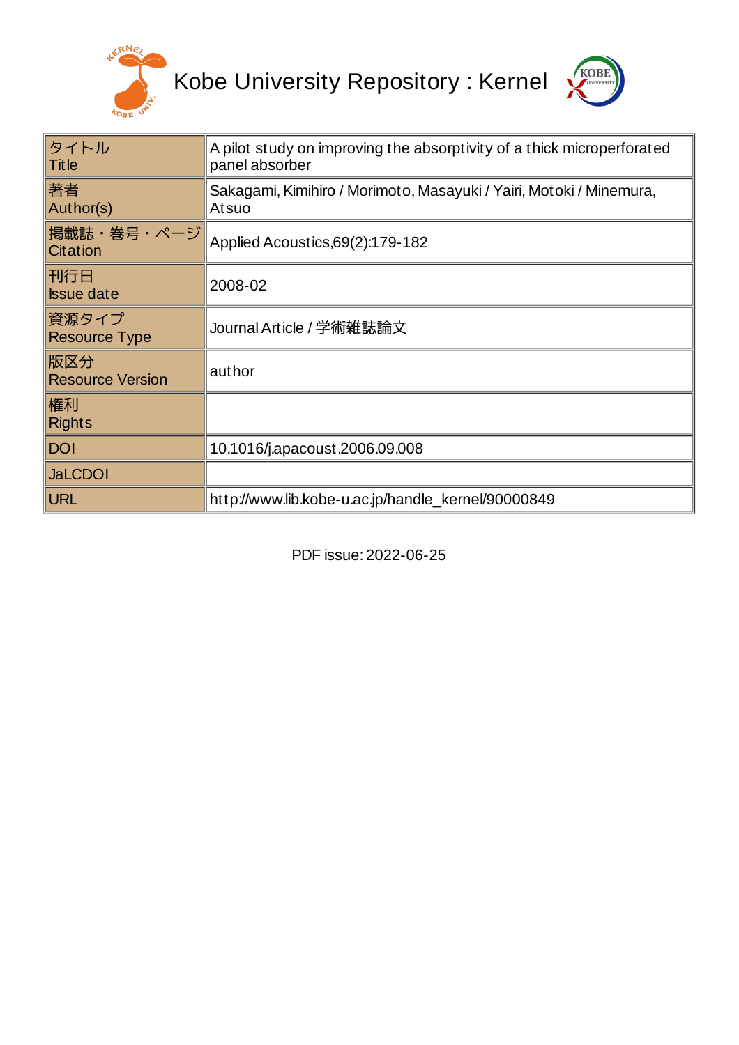# Kobe University Repository : Kernel

| タイトル Title | A pilot study on improving the absorptivity of a thick microperforated panel absorber |
|---|---|
| 著者 Author(s) | Sakagami, Kimihiro / Morimoto, Masayuki / Yairi, Motoki / Minemura, Atsuo |
| 掲載誌・巻号・ページ Citation | Applied Acoustics,69(2):179-182 |
| 刊行日 Issue date | 2008-02 |
| 資源タイプ Resource Type | Journal Article / 学術雑誌論文 |
| 版区分 Resource Version | author |
| 権利 Rights | |
| DOI | 10.1016/j.apacoust.2006.09.008 |
| JaLCDOI | |
| URL | http://www.lib.kobe-u.ac.jp/handle_kernel/90000849 |

PDF issue: 2022-06-25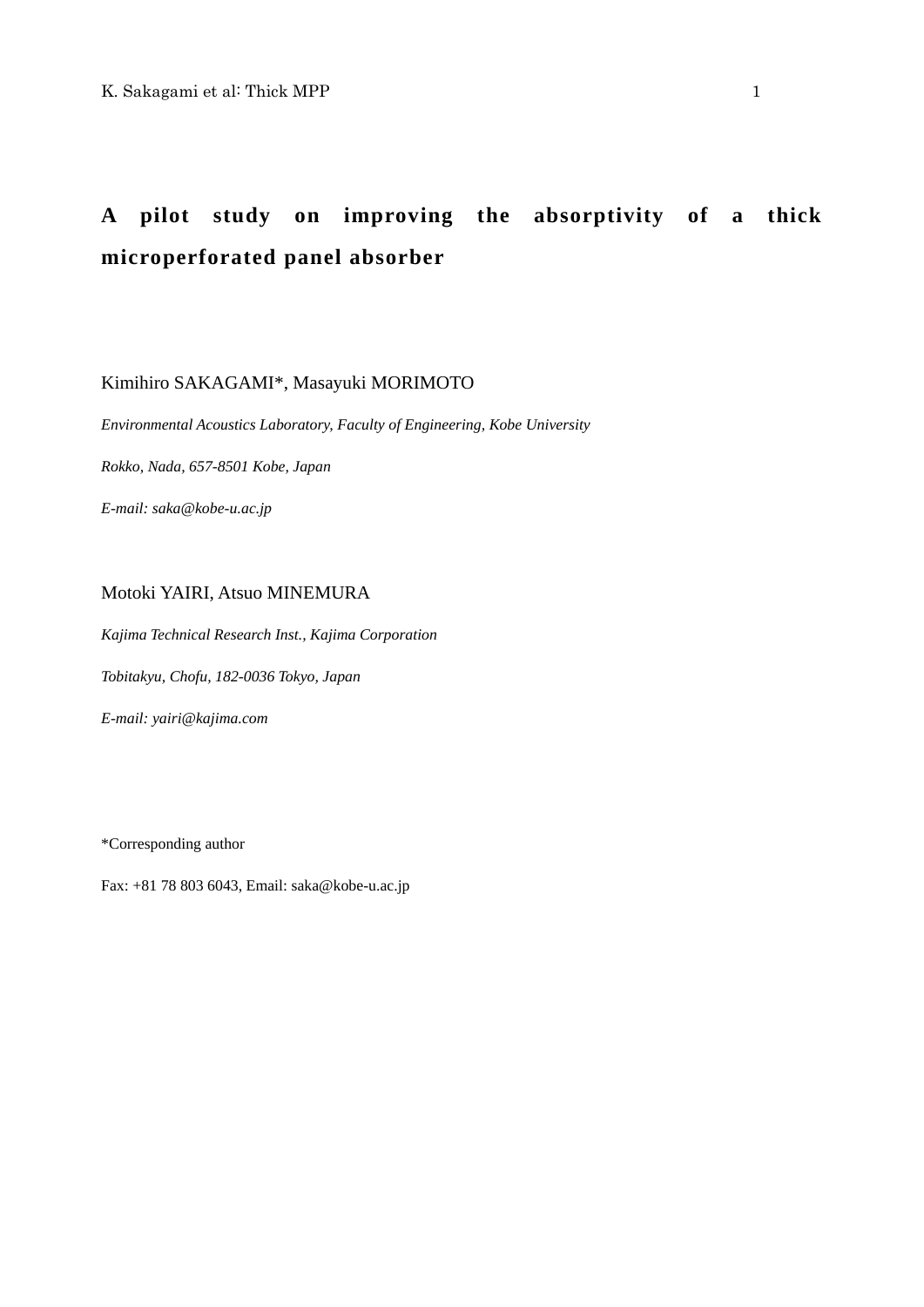# A pilot study on improving the absorptivity of a thick microperforated panel absorber

Kimihiro SAKAGAMI*, Masayuki MORIMOTO

*Environmental Acoustics Laboratory, Faculty of Engineering, Kobe University*

*Rokko, Nada, 657-8501 Kobe, Japan*

*E-mail: saka@kobe-u.ac.jp*

Motoki YAIRI, Atsuo MINEMURA

*Kajima Technical Research Inst., Kajima Corporation*

*Tobitakyu, Chofu, 182-0036 Tokyo, Japan*

*E-mail: yairi@kajima.com*

*Corresponding author

Fax: +81 78 803 6043, Email: saka@kobe-u.ac.jp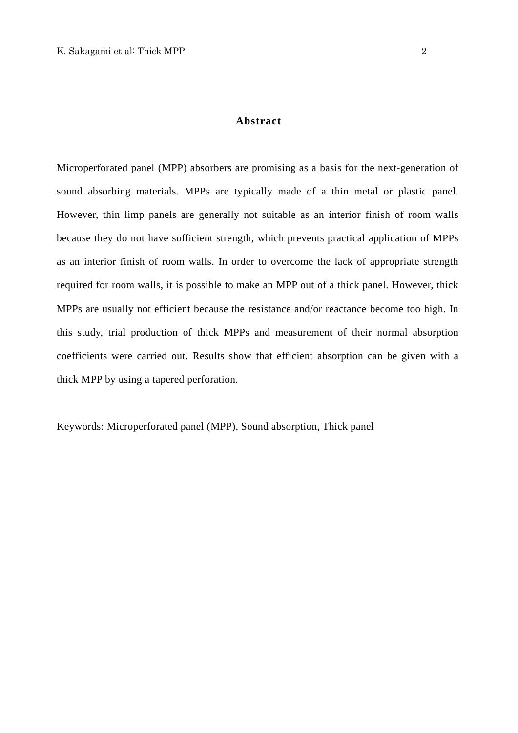## Abstract

Microperforated panel (MPP) absorbers are promising as a basis for the next-generation of sound absorbing materials. MPPs are typically made of a thin metal or plastic panel. However, thin limp panels are generally not suitable as an interior finish of room walls because they do not have sufficient strength, which prevents practical application of MPPs as an interior finish of room walls. In order to overcome the lack of appropriate strength required for room walls, it is possible to make an MPP out of a thick panel. However, thick MPPs are usually not efficient because the resistance and/or reactance become too high. In this study, trial production of thick MPPs and measurement of their normal absorption coefficients were carried out. Results show that efficient absorption can be given with a thick MPP by using a tapered perforation.

Keywords: Microperforated panel (MPP), Sound absorption, Thick panel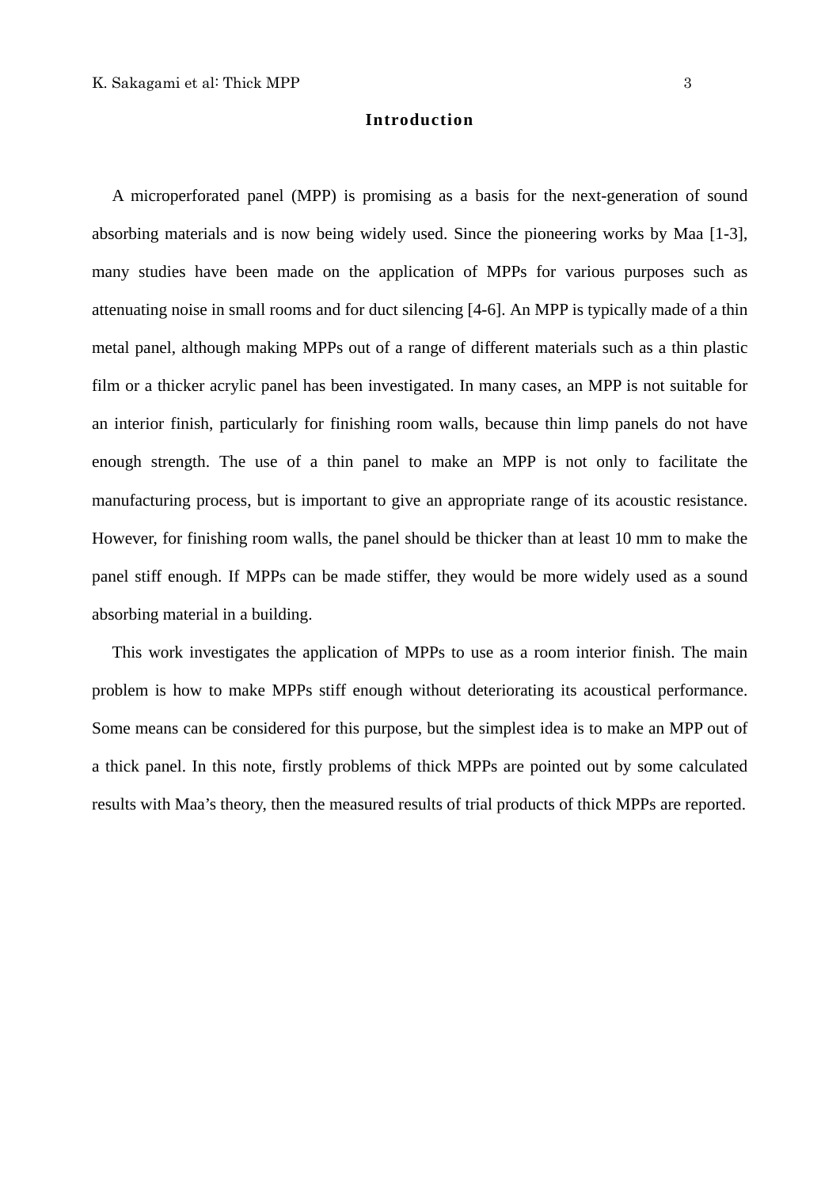## Introduction

A microperforated panel (MPP) is promising as a basis for the next-generation of sound absorbing materials and is now being widely used. Since the pioneering works by Maa [1-3], many studies have been made on the application of MPPs for various purposes such as attenuating noise in small rooms and for duct silencing [4-6]. An MPP is typically made of a thin metal panel, although making MPPs out of a range of different materials such as a thin plastic film or a thicker acrylic panel has been investigated. In many cases, an MPP is not suitable for an interior finish, particularly for finishing room walls, because thin limp panels do not have enough strength. The use of a thin panel to make an MPP is not only to facilitate the manufacturing process, but is important to give an appropriate range of its acoustic resistance. However, for finishing room walls, the panel should be thicker than at least 10 mm to make the panel stiff enough. If MPPs can be made stiffer, they would be more widely used as a sound absorbing material in a building.

This work investigates the application of MPPs to use as a room interior finish. The main problem is how to make MPPs stiff enough without deteriorating its acoustical performance. Some means can be considered for this purpose, but the simplest idea is to make an MPP out of a thick panel. In this note, firstly problems of thick MPPs are pointed out by some calculated results with Maa's theory, then the measured results of trial products of thick MPPs are reported.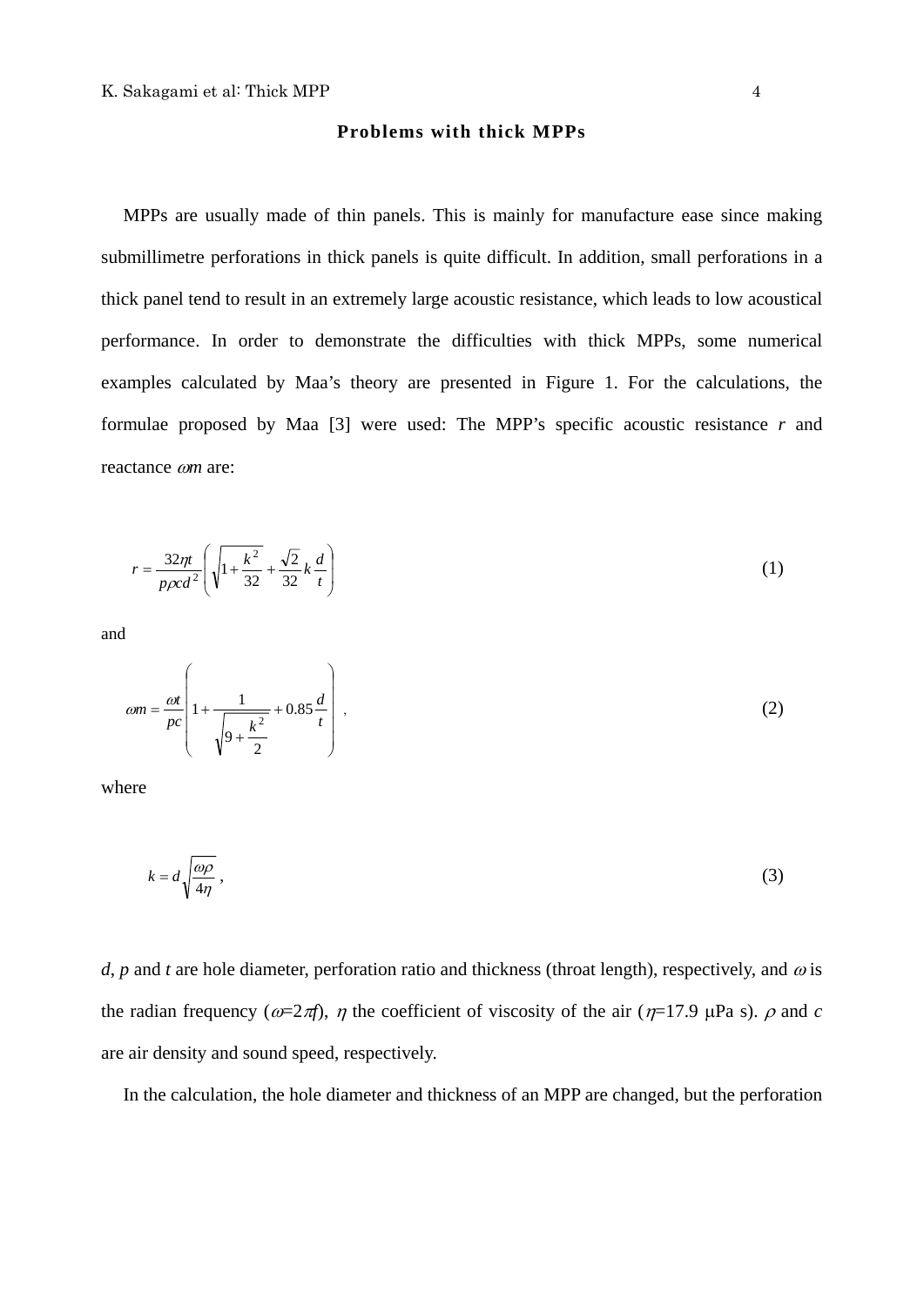## Problems with thick MPPs

MPPs are usually made of thin panels. This is mainly for manufacture ease since making submillimetre perforations in thick panels is quite difficult. In addition, small perforations in a thick panel tend to result in an extremely large acoustic resistance, which leads to low acoustical performance. In order to demonstrate the difficulties with thick MPPs, some numerical examples calculated by Maa's theory are presented in Figure 1. For the calculations, the formulae proposed by Maa [3] were used: The MPP's specific acoustic resistance $r$ and reactance $\omega m$ are:

$$r = \frac{32\eta t}{p\rho c d^2}\left(\sqrt{1+\frac{k^2}{32}}+\frac{\sqrt{2}}{32}k\frac{d}{t}\right) \tag{1}$$

and

$$\omega m = \frac{\omega t}{pc}\left(1+\frac{1}{\sqrt{9+\dfrac{k^2}{2}}}+0.85\frac{d}{t}\right), \tag{2}$$

where

$$k = d\sqrt{\frac{\omega\rho}{4\eta}}, \tag{3}$$

$d$, $p$ and $t$ are hole diameter, perforation ratio and thickness (throat length), respectively, and $\omega$ is the radian frequency ($\omega=2\pi f$), $\eta$ the coefficient of viscosity of the air ($\eta$=17.9 μPa s). $\rho$ and $c$ are air density and sound speed, respectively.

In the calculation, the hole diameter and thickness of an MPP are changed, but the perforation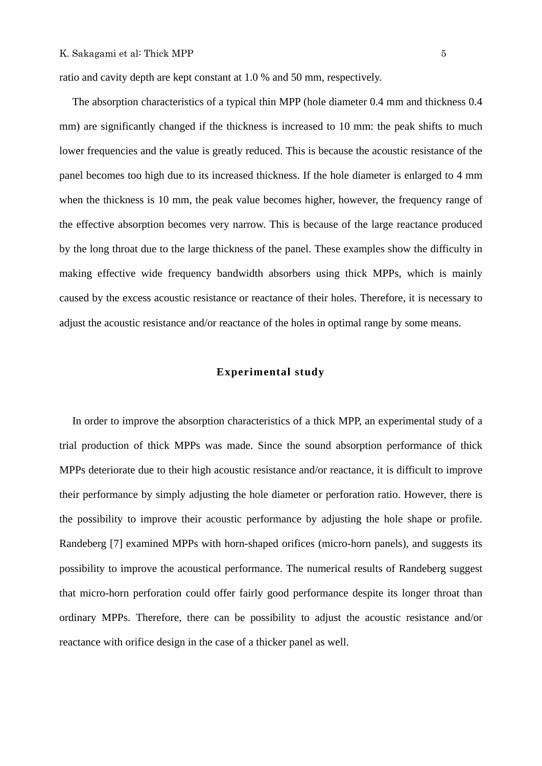ratio and cavity depth are kept constant at 1.0 % and 50 mm, respectively.

The absorption characteristics of a typical thin MPP (hole diameter 0.4 mm and thickness 0.4 mm) are significantly changed if the thickness is increased to 10 mm: the peak shifts to much lower frequencies and the value is greatly reduced. This is because the acoustic resistance of the panel becomes too high due to its increased thickness. If the hole diameter is enlarged to 4 mm when the thickness is 10 mm, the peak value becomes higher, however, the frequency range of the effective absorption becomes very narrow. This is because of the large reactance produced by the long throat due to the large thickness of the panel. These examples show the difficulty in making effective wide frequency bandwidth absorbers using thick MPPs, which is mainly caused by the excess acoustic resistance or reactance of their holes. Therefore, it is necessary to adjust the acoustic resistance and/or reactance of the holes in optimal range by some means.

## Experimental study

In order to improve the absorption characteristics of a thick MPP, an experimental study of a trial production of thick MPPs was made. Since the sound absorption performance of thick MPPs deteriorate due to their high acoustic resistance and/or reactance, it is difficult to improve their performance by simply adjusting the hole diameter or perforation ratio. However, there is the possibility to improve their acoustic performance by adjusting the hole shape or profile. Randeberg [7] examined MPPs with horn-shaped orifices (micro-horn panels), and suggests its possibility to improve the acoustical performance. The numerical results of Randeberg suggest that micro-horn perforation could offer fairly good performance despite its longer throat than ordinary MPPs. Therefore, there can be possibility to adjust the acoustic resistance and/or reactance with orifice design in the case of a thicker panel as well.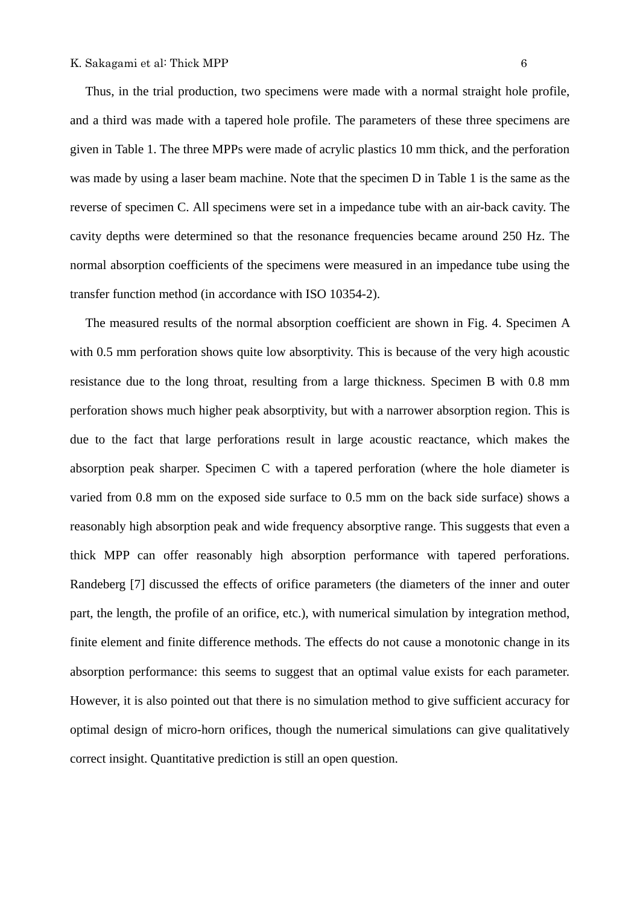Thus, in the trial production, two specimens were made with a normal straight hole profile, and a third was made with a tapered hole profile. The parameters of these three specimens are given in Table 1. The three MPPs were made of acrylic plastics 10 mm thick, and the perforation was made by using a laser beam machine. Note that the specimen D in Table 1 is the same as the reverse of specimen C. All specimens were set in a impedance tube with an air-back cavity. The cavity depths were determined so that the resonance frequencies became around 250 Hz. The normal absorption coefficients of the specimens were measured in an impedance tube using the transfer function method (in accordance with ISO 10354-2).

The measured results of the normal absorption coefficient are shown in Fig. 4. Specimen A with 0.5 mm perforation shows quite low absorptivity. This is because of the very high acoustic resistance due to the long throat, resulting from a large thickness. Specimen B with 0.8 mm perforation shows much higher peak absorptivity, but with a narrower absorption region. This is due to the fact that large perforations result in large acoustic reactance, which makes the absorption peak sharper. Specimen C with a tapered perforation (where the hole diameter is varied from 0.8 mm on the exposed side surface to 0.5 mm on the back side surface) shows a reasonably high absorption peak and wide frequency absorptive range. This suggests that even a thick MPP can offer reasonably high absorption performance with tapered perforations. Randeberg [7] discussed the effects of orifice parameters (the diameters of the inner and outer part, the length, the profile of an orifice, etc.), with numerical simulation by integration method, finite element and finite difference methods. The effects do not cause a monotonic change in its absorption performance: this seems to suggest that an optimal value exists for each parameter. However, it is also pointed out that there is no simulation method to give sufficient accuracy for optimal design of micro-horn orifices, though the numerical simulations can give qualitatively correct insight. Quantitative prediction is still an open question.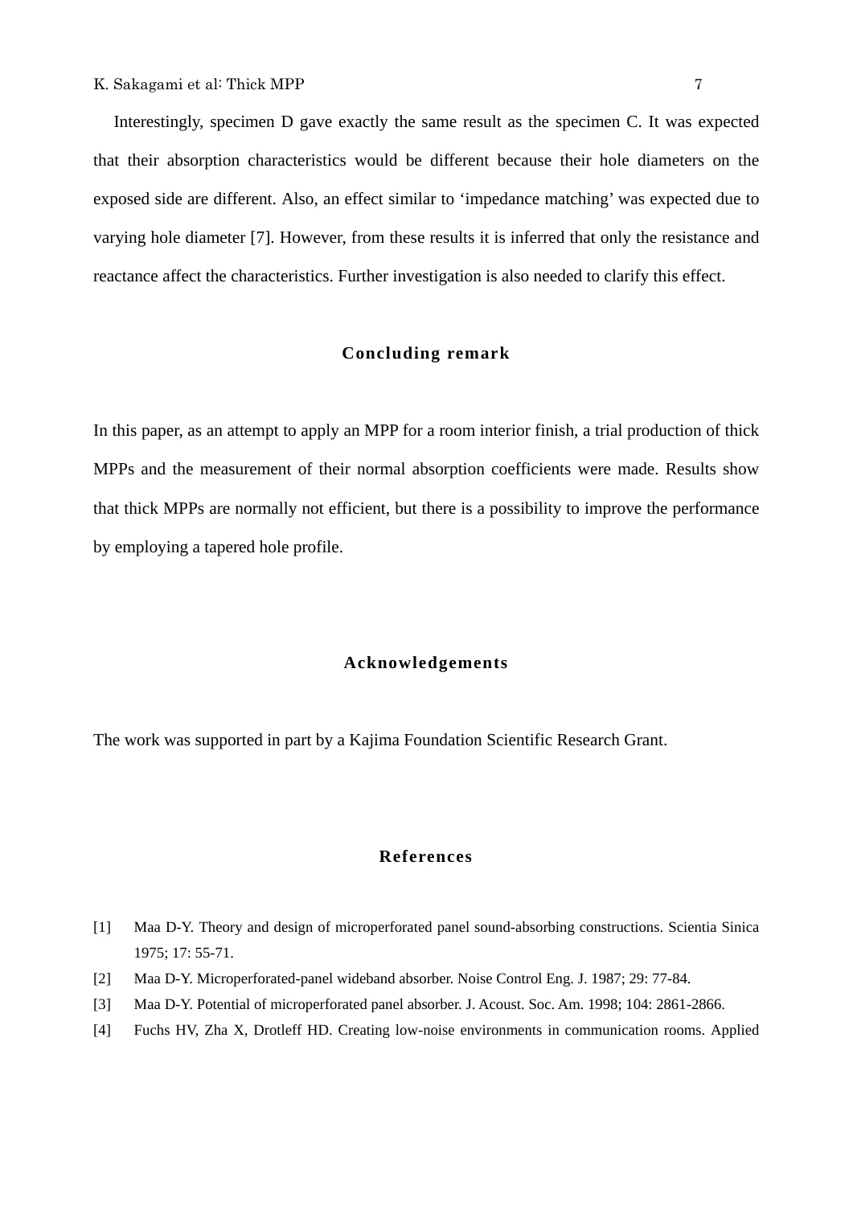Interestingly, specimen D gave exactly the same result as the specimen C. It was expected that their absorption characteristics would be different because their hole diameters on the exposed side are different. Also, an effect similar to ‘impedance matching’ was expected due to varying hole diameter [7]. However, from these results it is inferred that only the resistance and reactance affect the characteristics. Further investigation is also needed to clarify this effect.

## Concluding remark

In this paper, as an attempt to apply an MPP for a room interior finish, a trial production of thick MPPs and the measurement of their normal absorption coefficients were made. Results show that thick MPPs are normally not efficient, but there is a possibility to improve the performance by employing a tapered hole profile.

## Acknowledgements

The work was supported in part by a Kajima Foundation Scientific Research Grant.

## References

[1] Maa D-Y. Theory and design of microperforated panel sound-absorbing constructions. Scientia Sinica 1975; 17: 55-71.

[2] Maa D-Y. Microperforated-panel wideband absorber. Noise Control Eng. J. 1987; 29: 77-84.

[3] Maa D-Y. Potential of microperforated panel absorber. J. Acoust. Soc. Am. 1998; 104: 2861-2866.

[4] Fuchs HV, Zha X, Drotleff HD. Creating low-noise environments in communication rooms. Applied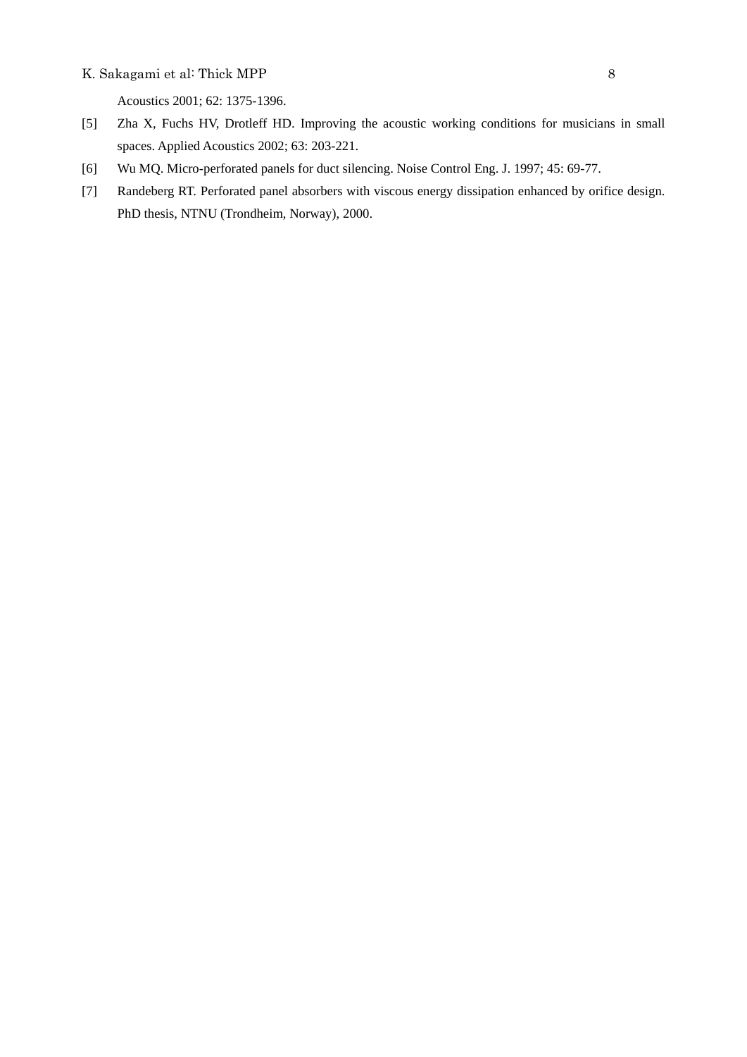Acoustics 2001; 62: 1375-1396.

[5] Zha X, Fuchs HV, Drotleff HD. Improving the acoustic working conditions for musicians in small spaces. Applied Acoustics 2002; 63: 203-221.

[6] Wu MQ. Micro-perforated panels for duct silencing. Noise Control Eng. J. 1997; 45: 69-77.

[7] Randeberg RT. Perforated panel absorbers with viscous energy dissipation enhanced by orifice design. PhD thesis, NTNU (Trondheim, Norway), 2000.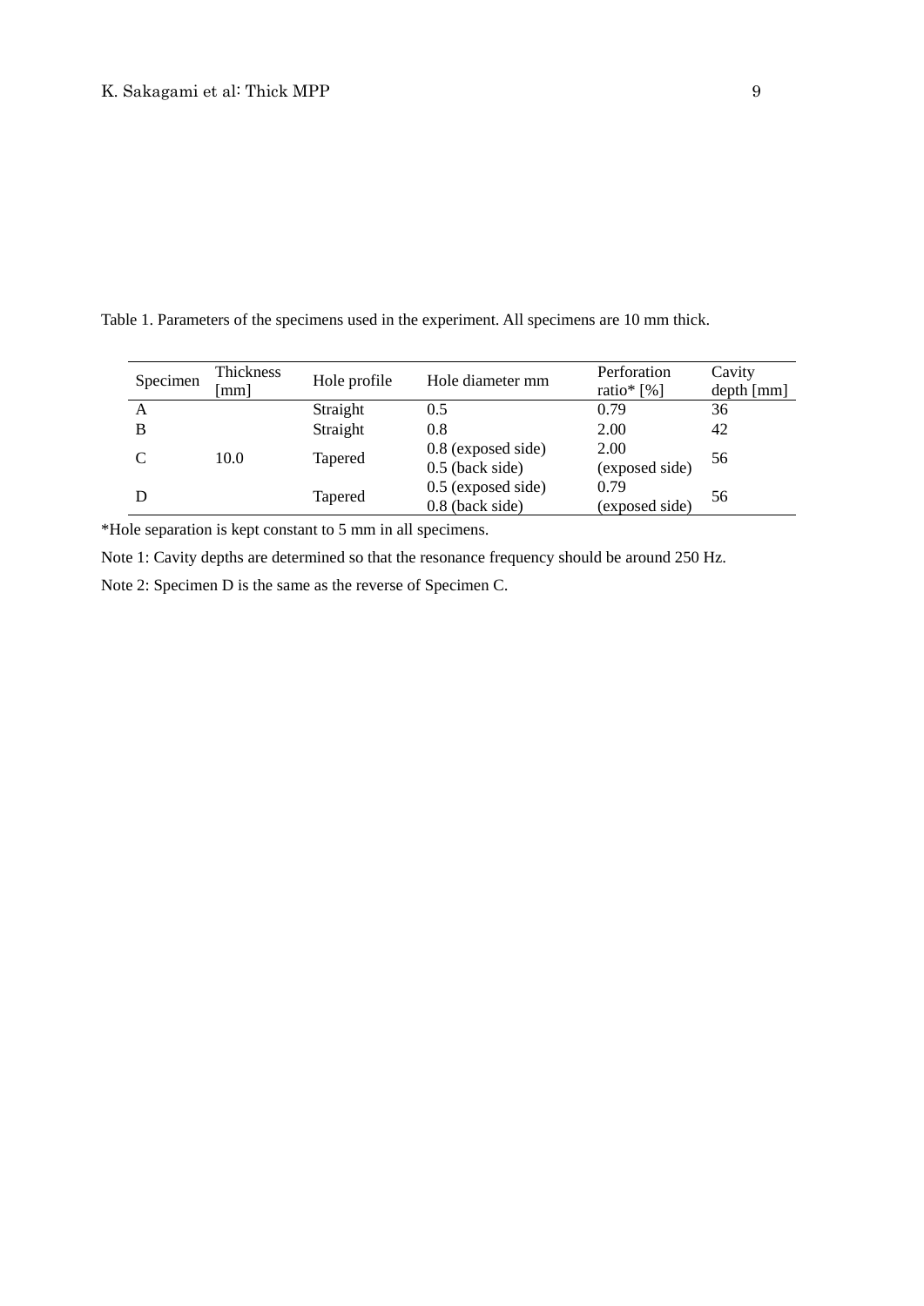Table 1. Parameters of the specimens used in the experiment. All specimens are 10 mm thick.

| Specimen | Thickness [mm] | Hole profile | Hole diameter mm | Perforation ratio* [%] | Cavity depth [mm] |
|---|---|---|---|---|---|
| A | 10.0 | Straight | 0.5 | 0.79 | 36 |
| B | | Straight | 0.8 | 2.00 | 42 |
| C | | Tapered | 0.8 (exposed side)<br>0.5 (back side) | 2.00<br>(exposed side) | 56 |
| D | | Tapered | 0.5 (exposed side)<br>0.8 (back side) | 0.79<br>(exposed side) | 56 |

*Hole separation is kept constant to 5 mm in all specimens.

Note 1: Cavity depths are determined so that the resonance frequency should be around 250 Hz.

Note 2: Specimen D is the same as the reverse of Specimen C.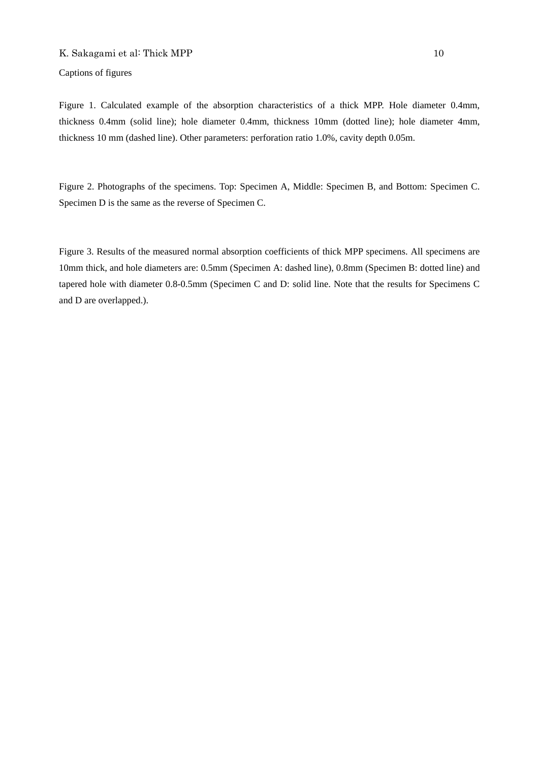Captions of figures

Figure 1. Calculated example of the absorption characteristics of a thick MPP. Hole diameter 0.4mm, thickness 0.4mm (solid line); hole diameter 0.4mm, thickness 10mm (dotted line); hole diameter 4mm, thickness 10 mm (dashed line). Other parameters: perforation ratio 1.0%, cavity depth 0.05m.

Figure 2. Photographs of the specimens. Top: Specimen A, Middle: Specimen B, and Bottom: Specimen C. Specimen D is the same as the reverse of Specimen C.

Figure 3. Results of the measured normal absorption coefficients of thick MPP specimens. All specimens are 10mm thick, and hole diameters are: 0.5mm (Specimen A: dashed line), 0.8mm (Specimen B: dotted line) and tapered hole with diameter 0.8-0.5mm (Specimen C and D: solid line. Note that the results for Specimens C and D are overlapped.).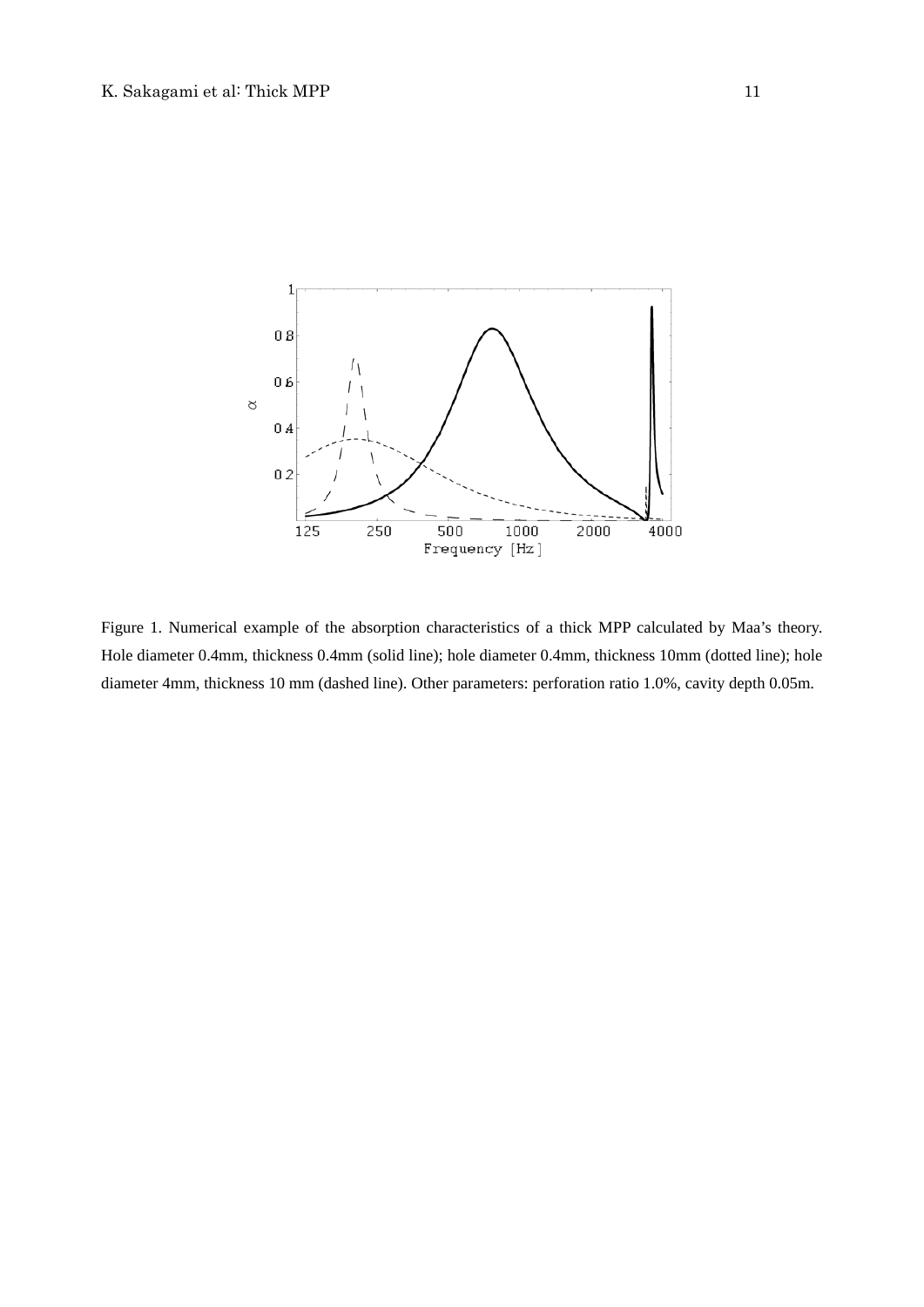Figure 1. Numerical example of the absorption characteristics of a thick MPP calculated by Maa's theory. Hole diameter 0.4mm, thickness 0.4mm (solid line); hole diameter 0.4mm, thickness 10mm (dotted line); hole diameter 4mm, thickness 10 mm (dashed line). Other parameters: perforation ratio 1.0%, cavity depth 0.05m.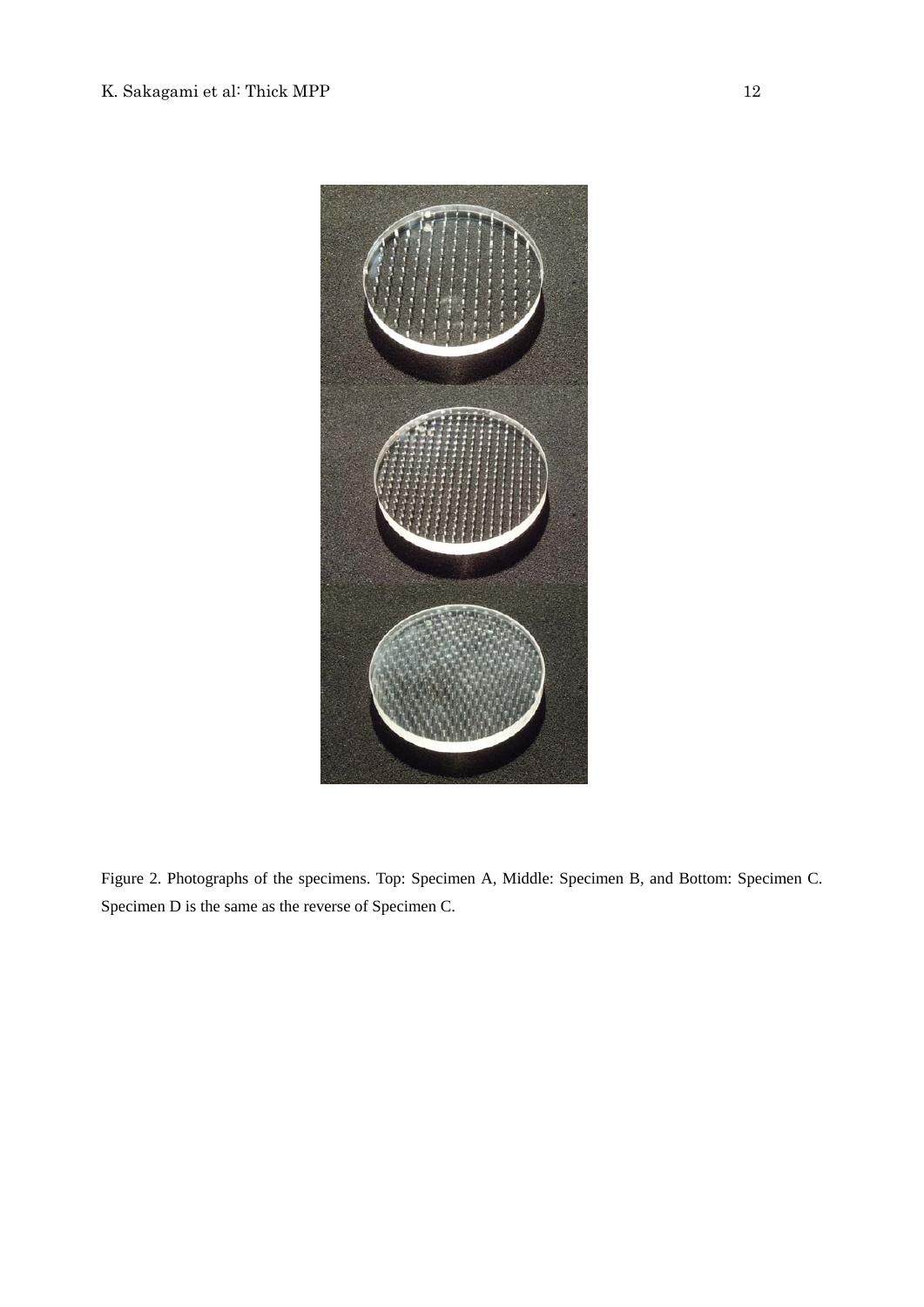Figure 2. Photographs of the specimens. Top: Specimen A, Middle: Specimen B, and Bottom: Specimen C. Specimen D is the same as the reverse of Specimen C.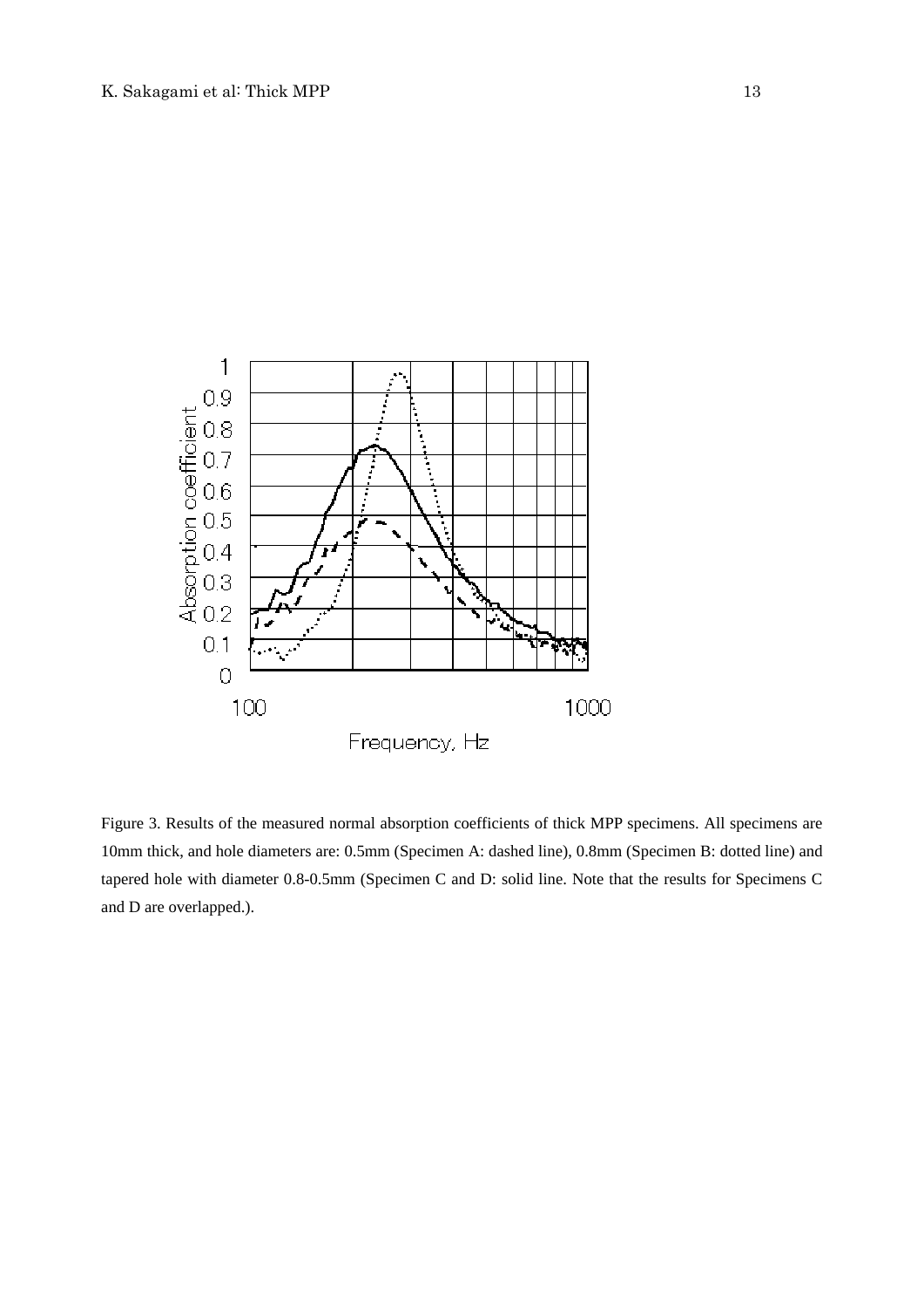1
0.9
0.8
0.7
0.6
0.5
0.4
0.3
0.2
0.1
0

Absorption coefficient

100

1000

Frequency, Hz

Figure 3. Results of the measured normal absorption coefficients of thick MPP specimens. All specimens are 10mm thick, and hole diameters are: 0.5mm (Specimen A: dashed line), 0.8mm (Specimen B: dotted line) and tapered hole with diameter 0.8-0.5mm (Specimen C and D: solid line. Note that the results for Specimens C and D are overlapped.).